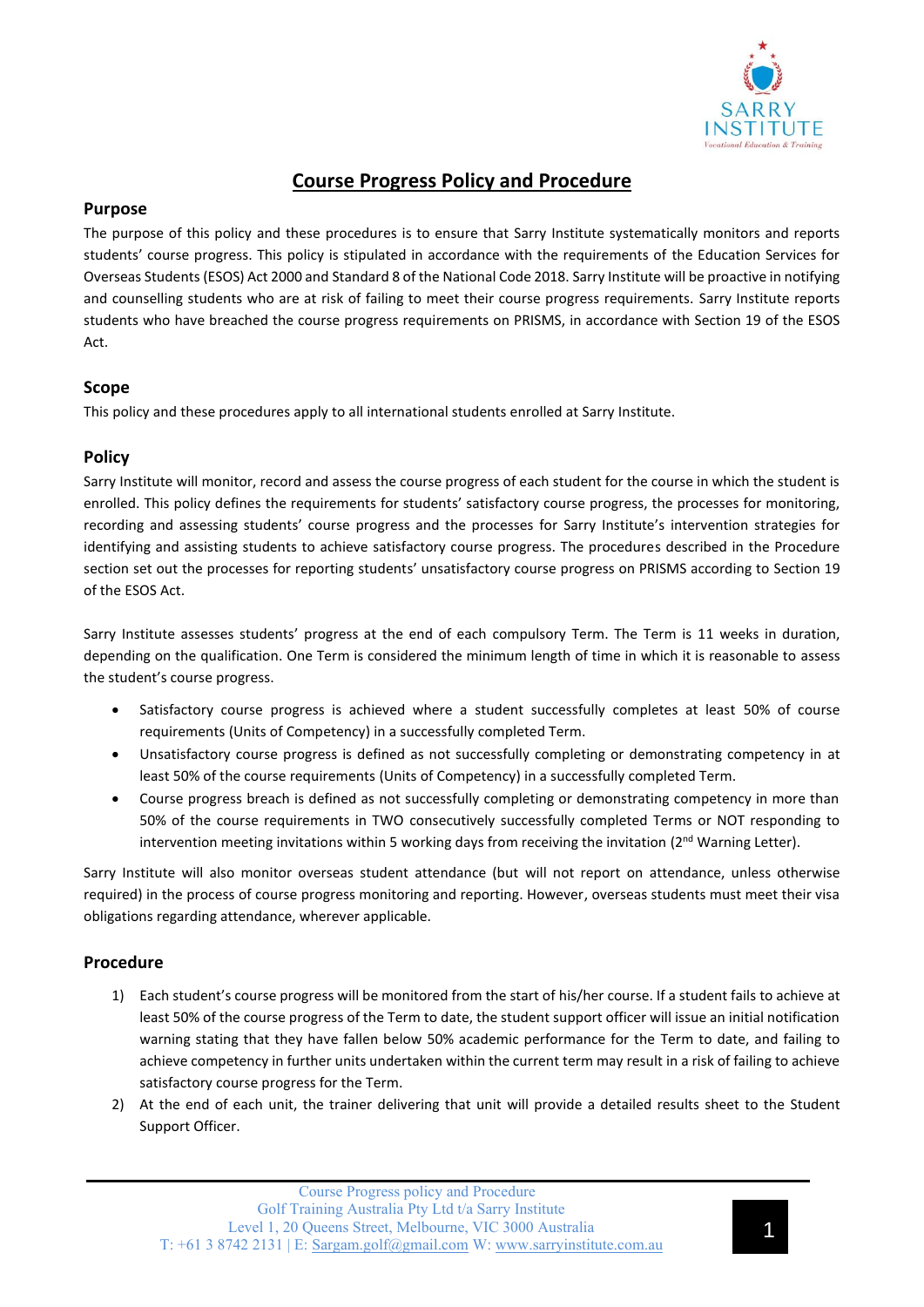# Course Progress Policy and Procedure

## Purpose

The purpose of this policy and these procedures is to ensure that Sarry Institute systematically monitors and reports students' course progress. This policy is stipulated in accordance with the requirements of the Education Services for Overseas Students (ESOS) Act 2000 and Standard 8 of the National Code 2018. Sarry Institute will be proactive in notifying and counselling students who are at risk of failing to meet their course progress requirements. Sarry Institute reports students who have breached the course progress requirements on PRISMS, in accordance with Section 19 of the ESOS Act.

## Scope

This policy and these procedures apply to all international students enrolled at Sarry Institute.

## Policy

Sarry Institute will monitor, record and assess the course progress of each student for the course in which the student is enrolled. This policy defines the requirements for students' satisfactory course progress, the processes for monitoring, recording and assessing students' course progress and the processes for Sarry Institute's intervention strategies for identifying and assisting students to achieve satisfactory course progress. The procedures described in the Procedure section set out the processes for reporting students' unsatisfactory course progress on PRISMS according to Section 19 of the ESOS Act.

Sarry Institute assesses students' progress at the end of each compulsory Term. The Term is 11 weeks in duration, depending on the qualification. One Term is considered the minimum length of time in which it is reasonable to assess the student's course progress.

- Satisfactory course progress is achieved where a student successfully completes at least 50% of course requirements (Units of Competency) in a successfully completed Term.
- Unsatisfactory course progress is defined as not successfully completing or demonstrating competency in at least 50% of the course requirements (Units of Competency) in a successfully completed Term.
- Course progress breach is defined as not successfully completing or demonstrating competency in more than 50% of the course requirements in TWO consecutively successfully completed Terms or NOT responding to intervention meeting invitations within 5 working days from receiving the invitation (2nd Warning Letter).

Sarry Institute will also monitor overseas student attendance (but will not report on attendance, unless otherwise required) in the process of course progress monitoring and reporting. However, overseas students must meet their visa obligations regarding attendance, wherever applicable.

## Procedure

1) Each student's course progress will be monitored from the start of his/her course. If a student fails to achieve at least 50% of the course progress of the Term to date, the student support officer will issue an initial notification warning stating that they have fallen below 50% academic performance for the Term to date, and failing to achieve competency in further units undertaken within the current term may result in a risk of failing to achieve satisfactory course progress for the Term.
2) At the end of each unit, the trainer delivering that unit will provide a detailed results sheet to the Student Support Officer.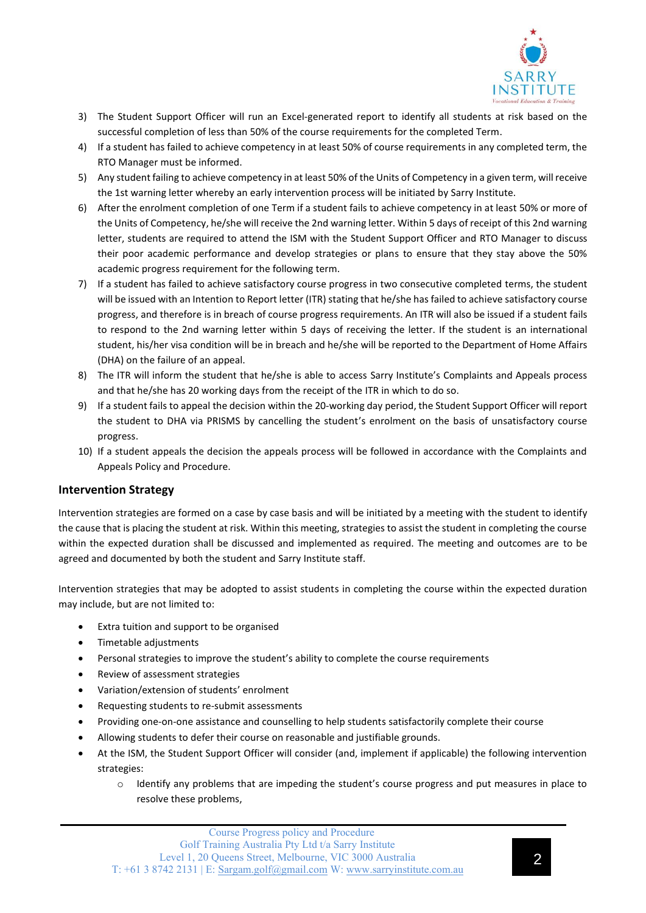3) The Student Support Officer will run an Excel-generated report to identify all students at risk based on the successful completion of less than 50% of the course requirements for the completed Term.
4) If a student has failed to achieve competency in at least 50% of course requirements in any completed term, the RTO Manager must be informed.
5) Any student failing to achieve competency in at least 50% of the Units of Competency in a given term, will receive the 1st warning letter whereby an early intervention process will be initiated by Sarry Institute.
6) After the enrolment completion of one Term if a student fails to achieve competency in at least 50% or more of the Units of Competency, he/she will receive the 2nd warning letter. Within 5 days of receipt of this 2nd warning letter, students are required to attend the ISM with the Student Support Officer and RTO Manager to discuss their poor academic performance and develop strategies or plans to ensure that they stay above the 50% academic progress requirement for the following term.
7) If a student has failed to achieve satisfactory course progress in two consecutive completed terms, the student will be issued with an Intention to Report letter (ITR) stating that he/she has failed to achieve satisfactory course progress, and therefore is in breach of course progress requirements. An ITR will also be issued if a student fails to respond to the 2nd warning letter within 5 days of receiving the letter. If the student is an international student, his/her visa condition will be in breach and he/she will be reported to the Department of Home Affairs (DHA) on the failure of an appeal.
8) The ITR will inform the student that he/she is able to access Sarry Institute's Complaints and Appeals process and that he/she has 20 working days from the receipt of the ITR in which to do so.
9) If a student fails to appeal the decision within the 20-working day period, the Student Support Officer will report the student to DHA via PRISMS by cancelling the student's enrolment on the basis of unsatisfactory course progress.
10) If a student appeals the decision the appeals process will be followed in accordance with the Complaints and Appeals Policy and Procedure.

## Intervention Strategy

Intervention strategies are formed on a case by case basis and will be initiated by a meeting with the student to identify the cause that is placing the student at risk. Within this meeting, strategies to assist the student in completing the course within the expected duration shall be discussed and implemented as required. The meeting and outcomes are to be agreed and documented by both the student and Sarry Institute staff.

Intervention strategies that may be adopted to assist students in completing the course within the expected duration may include, but are not limited to:

- Extra tuition and support to be organised
- Timetable adjustments
- Personal strategies to improve the student's ability to complete the course requirements
- Review of assessment strategies
- Variation/extension of students' enrolment
- Requesting students to re-submit assessments
- Providing one-on-one assistance and counselling to help students satisfactorily complete their course
- Allowing students to defer their course on reasonable and justifiable grounds.
- At the ISM, the Student Support Officer will consider (and, implement if applicable) the following intervention strategies:
    - Identify any problems that are impeding the student's course progress and put measures in place to resolve these problems,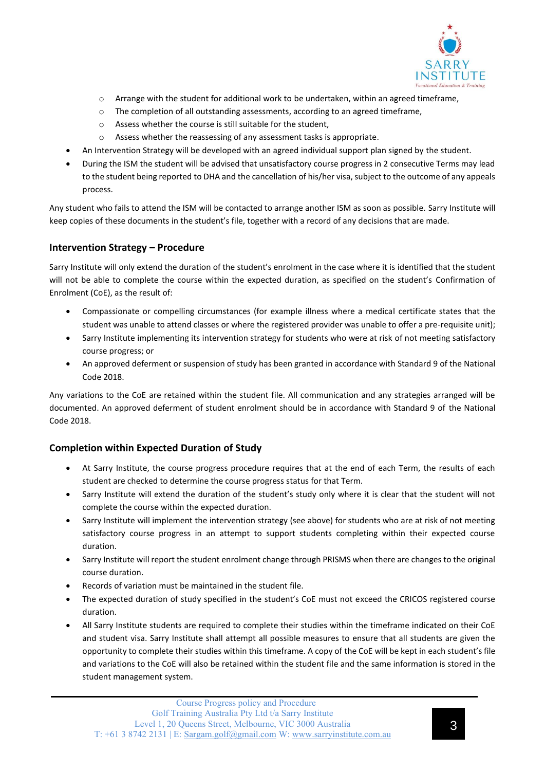- Arrange with the student for additional work to be undertaken, within an agreed timeframe,
    - The completion of all outstanding assessments, according to an agreed timeframe,
    - Assess whether the course is still suitable for the student,
    - Assess whether the reassessing of any assessment tasks is appropriate.
- An Intervention Strategy will be developed with an agreed individual support plan signed by the student.
- During the ISM the student will be advised that unsatisfactory course progress in 2 consecutive Terms may lead to the student being reported to DHA and the cancellation of his/her visa, subject to the outcome of any appeals process.

Any student who fails to attend the ISM will be contacted to arrange another ISM as soon as possible. Sarry Institute will keep copies of these documents in the student's file, together with a record of any decisions that are made.

### Intervention Strategy – Procedure

Sarry Institute will only extend the duration of the student's enrolment in the case where it is identified that the student will not be able to complete the course within the expected duration, as specified on the student's Confirmation of Enrolment (CoE), as the result of:

- Compassionate or compelling circumstances (for example illness where a medical certificate states that the student was unable to attend classes or where the registered provider was unable to offer a pre-requisite unit);
- Sarry Institute implementing its intervention strategy for students who were at risk of not meeting satisfactory course progress; or
- An approved deferment or suspension of study has been granted in accordance with Standard 9 of the National Code 2018.

Any variations to the CoE are retained within the student file. All communication and any strategies arranged will be documented. An approved deferment of student enrolment should be in accordance with Standard 9 of the National Code 2018.

### Completion within Expected Duration of Study

- At Sarry Institute, the course progress procedure requires that at the end of each Term, the results of each student are checked to determine the course progress status for that Term.
- Sarry Institute will extend the duration of the student's study only where it is clear that the student will not complete the course within the expected duration.
- Sarry Institute will implement the intervention strategy (see above) for students who are at risk of not meeting satisfactory course progress in an attempt to support students completing within their expected course duration.
- Sarry Institute will report the student enrolment change through PRISMS when there are changes to the original course duration.
- Records of variation must be maintained in the student file.
- The expected duration of study specified in the student's CoE must not exceed the CRICOS registered course duration.
- All Sarry Institute students are required to complete their studies within the timeframe indicated on their CoE and student visa. Sarry Institute shall attempt all possible measures to ensure that all students are given the opportunity to complete their studies within this timeframe. A copy of the CoE will be kept in each student's file and variations to the CoE will also be retained within the student file and the same information is stored in the student management system.